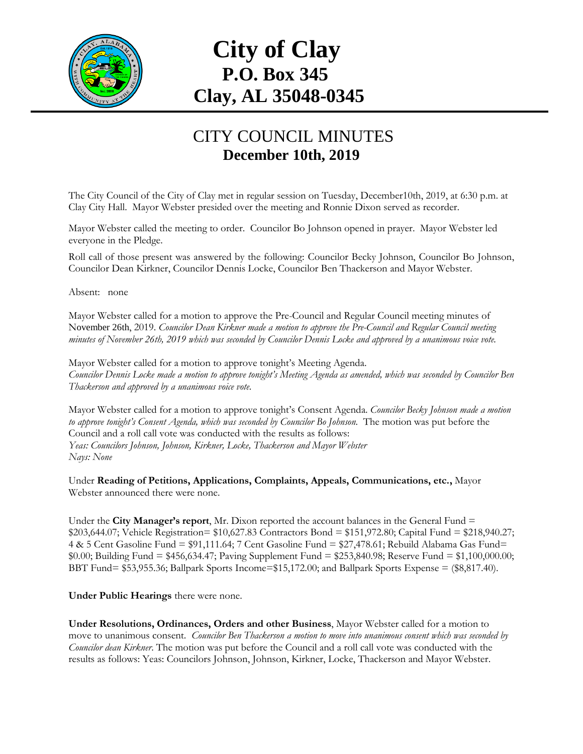# City of Clay
## P.O. Box 345
## Clay, AL 35048-0345

## CITY COUNCIL MINUTES
### December 10th, 2019

The City Council of the City of Clay met in regular session on Tuesday, December10th, 2019, at 6:30 p.m. at Clay City Hall. Mayor Webster presided over the meeting and Ronnie Dixon served as recorder.

Mayor Webster called the meeting to order. Councilor Bo Johnson opened in prayer. Mayor Webster led everyone in the Pledge.

Roll call of those present was answered by the following: Councilor Becky Johnson, Councilor Bo Johnson, Councilor Dean Kirkner, Councilor Dennis Locke, Councilor Ben Thackerson and Mayor Webster.

Absent: none

Mayor Webster called for a motion to approve the Pre-Council and Regular Council meeting minutes of November 26th, 2019. *Councilor Dean Kirkner made a motion to approve the Pre-Council and Regular Council meeting minutes of November 26th, 2019 which was seconded by Councilor Dennis Locke and approved by a unanimous voice vote.*

Mayor Webster called for a motion to approve tonight's Meeting Agenda.
*Councilor Dennis Locke made a motion to approve tonight's Meeting Agenda as amended, which was seconded by Councilor Ben Thackerson and approved by a unanimous voice vote.*

Mayor Webster called for a motion to approve tonight's Consent Agenda. *Councilor Becky Johnson made a motion to approve tonight's Consent Agenda, which was seconded by Councilor Bo Johnson.* The motion was put before the Council and a roll call vote was conducted with the results as follows:
*Yeas: Councilors Johnson, Johnson, Kirkner, Locke, Thackerson and Mayor Webster*
*Nays: None*

Under **Reading of Petitions, Applications, Complaints, Appeals, Communications, etc.,** Mayor Webster announced there were none.

Under the **City Manager's report**, Mr. Dixon reported the account balances in the General Fund = $203,644.07; Vehicle Registration= $10,627.83 Contractors Bond = $151,972.80; Capital Fund = $218,940.27; 4 & 5 Cent Gasoline Fund = $91,111.64; 7 Cent Gasoline Fund = $27,478.61; Rebuild Alabama Gas Fund= $0.00; Building Fund = $456,634.47; Paving Supplement Fund = $253,840.98; Reserve Fund = $1,100,000.00; BBT Fund= $53,955.36; Ballpark Sports Income=$15,172.00; and Ballpark Sports Expense = ($8,817.40).

**Under Public Hearings** there were none.

**Under Resolutions, Ordinances, Orders and other Business**, Mayor Webster called for a motion to move to unanimous consent. *Councilor Ben Thackerson a motion to move into unanimous consent which was seconded by Councilor dean Kirkner.* The motion was put before the Council and a roll call vote was conducted with the results as follows: Yeas: Councilors Johnson, Johnson, Kirkner, Locke, Thackerson and Mayor Webster.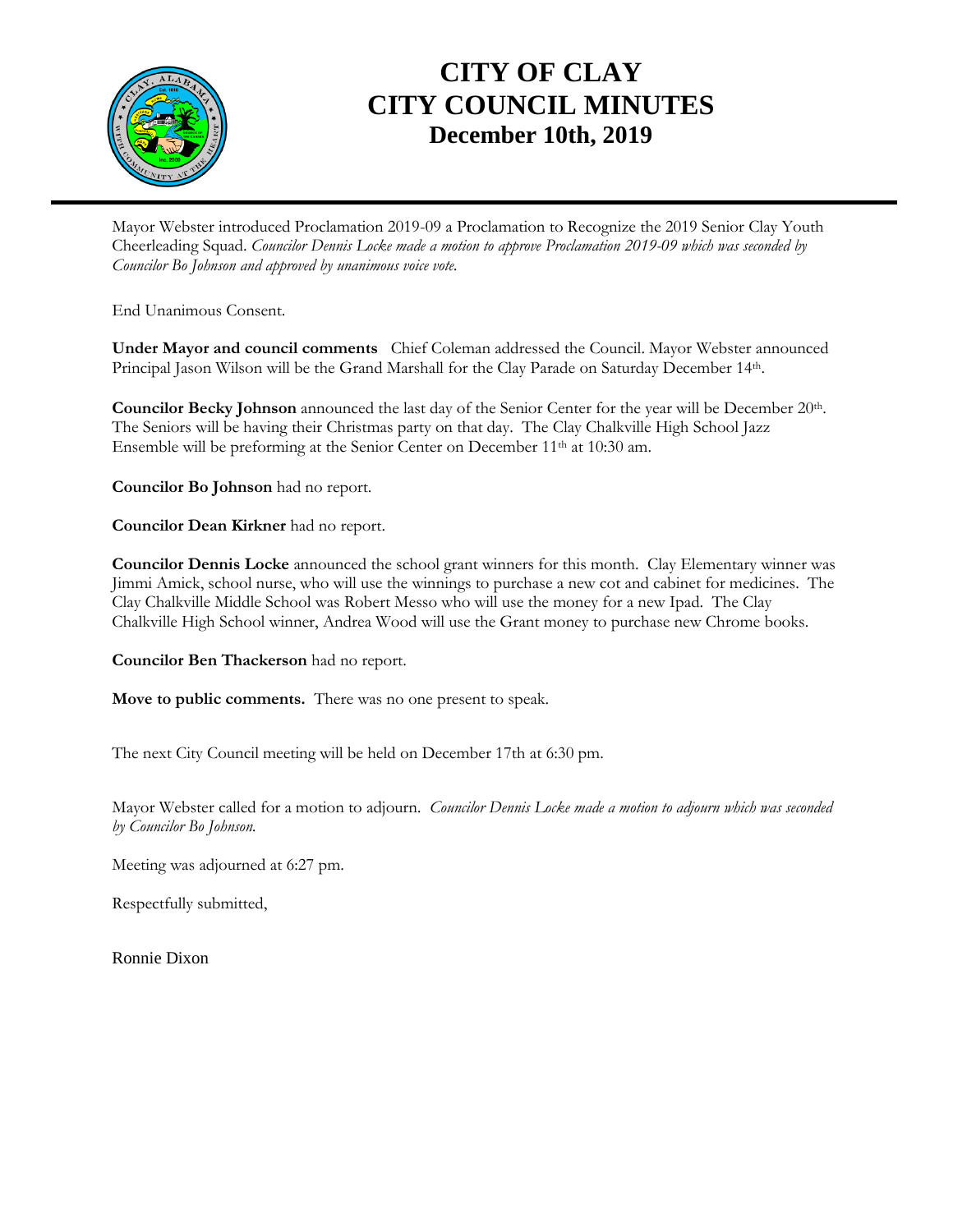# CITY OF CLAY
# CITY COUNCIL MINUTES
## December 10th, 2019

Mayor Webster introduced Proclamation 2019-09 a Proclamation to Recognize the 2019 Senior Clay Youth Cheerleading Squad. *Councilor Dennis Locke made a motion to approve Proclamation 2019-09 which was seconded by Councilor Bo Johnson and approved by unanimous voice vote.*

End Unanimous Consent.

**Under Mayor and council comments** Chief Coleman addressed the Council. Mayor Webster announced Principal Jason Wilson will be the Grand Marshall for the Clay Parade on Saturday December 14th.

**Councilor Becky Johnson** announced the last day of the Senior Center for the year will be December 20th. The Seniors will be having their Christmas party on that day. The Clay Chalkville High School Jazz Ensemble will be preforming at the Senior Center on December 11th at 10:30 am.

**Councilor Bo Johnson** had no report.

**Councilor Dean Kirkner** had no report.

**Councilor Dennis Locke** announced the school grant winners for this month. Clay Elementary winner was Jimmi Amick, school nurse, who will use the winnings to purchase a new cot and cabinet for medicines. The Clay Chalkville Middle School was Robert Messo who will use the money for a new Ipad. The Clay Chalkville High School winner, Andrea Wood will use the Grant money to purchase new Chrome books.

**Councilor Ben Thackerson** had no report.

**Move to public comments.** There was no one present to speak.

The next City Council meeting will be held on December 17th at 6:30 pm.

Mayor Webster called for a motion to adjourn. *Councilor Dennis Locke made a motion to adjourn which was seconded by Councilor Bo Johnson.*

Meeting was adjourned at 6:27 pm.

Respectfully submitted,

Ronnie Dixon